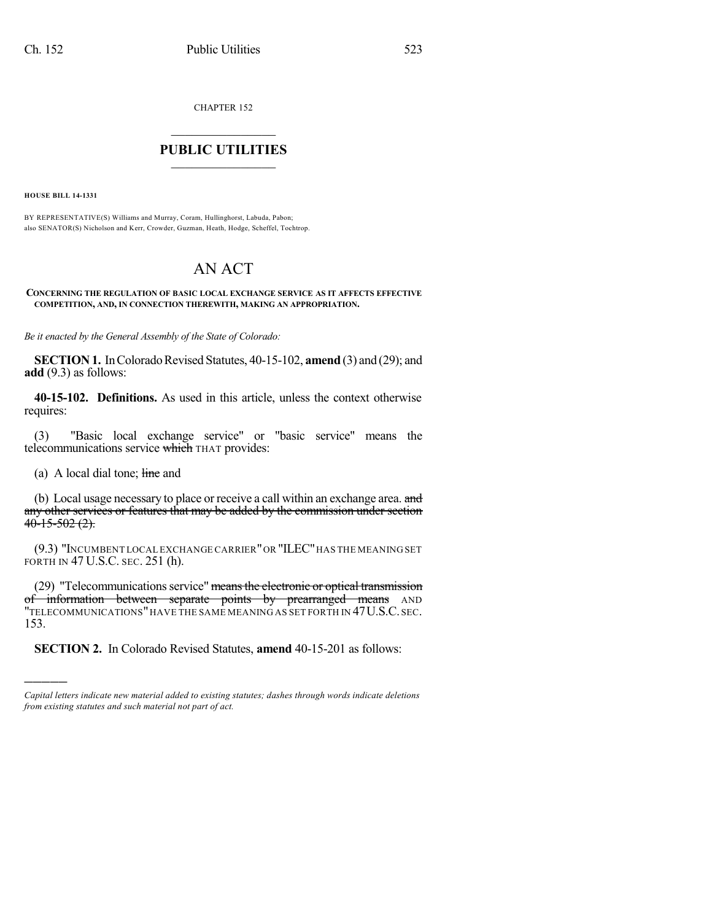CHAPTER 152

# PUBLIC UTILITIES

**HOUSE BILL 14-1331**

BY REPRESENTATIVE(S) Williams and Murray, Coram, Hullinghorst, Labuda, Pabon;
also SENATOR(S) Nicholson and Kerr, Crowder, Guzman, Heath, Hodge, Scheffel, Tochtrop.

# AN ACT

**CONCERNING THE REGULATION OF BASIC LOCAL EXCHANGE SERVICE AS IT AFFECTS EFFECTIVE COMPETITION, AND, IN CONNECTION THEREWITH, MAKING AN APPROPRIATION.**

*Be it enacted by the General Assembly of the State of Colorado:*

**SECTION 1.** In Colorado Revised Statutes, 40-15-102, **amend** (3) and (29); and **add** (9.3) as follows:

**40-15-102. Definitions.** As used in this article, unless the context otherwise requires:

(3) "Basic local exchange service" or "basic service" means the telecommunications service ~~which~~ THAT provides:

(a) A local dial tone; ~~line~~ and

(b) Local usage necessary to place or receive a call within an exchange area. ~~and any other services or features that may be added by the commission under section 40-15-502 (2).~~

(9.3) "INCUMBENT LOCAL EXCHANGE CARRIER" OR "ILEC" HAS THE MEANING SET FORTH IN 47 U.S.C. SEC. 251 (h).

(29) "Telecommunications service" ~~means the electronic or optical transmission of information between separate points by prearranged means~~ AND "TELECOMMUNICATIONS" HAVE THE SAME MEANING AS SET FORTH IN 47 U.S.C. SEC. 153.

**SECTION 2.** In Colorado Revised Statutes, **amend** 40-15-201 as follows:

---

*Capital letters indicate new material added to existing statutes; dashes through words indicate deletions from existing statutes and such material not part of act.*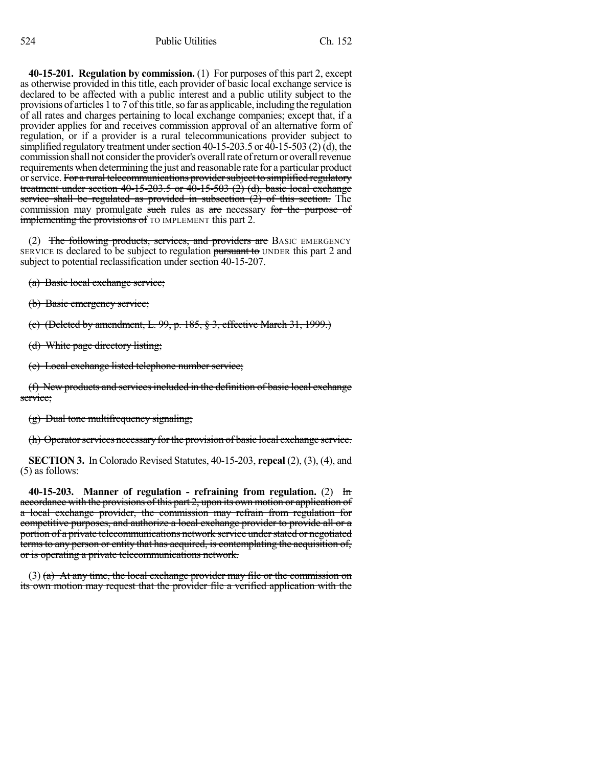**40-15-201. Regulation by commission.** (1) For purposes of this part 2, except as otherwise provided in this title, each provider of basic local exchange service is declared to be affected with a public interest and a public utility subject to the provisions of articles 1 to 7 of this title, so far as applicable, including the regulation of all rates and charges pertaining to local exchange companies; except that, if a provider applies for and receives commission approval of an alternative form of regulation, or if a provider is a rural telecommunications provider subject to simplified regulatory treatment under section 40-15-203.5 or 40-15-503 (2) (d), the commission shall not consider the provider's overall rate of return or overall revenue requirements when determining the just and reasonable rate for a particular product or service. ~~For a rural telecommunications provider subject to simplified regulatory treatment under section 40-15-203.5 or 40-15-503 (2) (d), basic local exchange service shall be regulated as provided in subsection (2) of this section.~~ The commission may promulgate ~~such~~ rules as ~~are~~ necessary ~~for the purpose of implementing the provisions of~~ TO IMPLEMENT this part 2.

(2) ~~The following products, services, and providers are~~ BASIC EMERGENCY SERVICE IS declared to be subject to regulation ~~pursuant to~~ UNDER this part 2 and subject to potential reclassification under section 40-15-207.

~~(a) Basic local exchange service;~~

~~(b) Basic emergency service;~~

~~(c) (Deleted by amendment, L. 99, p. 185, § 3, effective March 31, 1999.)~~

~~(d) White page directory listing;~~

~~(e) Local exchange listed telephone number service;~~

~~(f) New products and services included in the definition of basic local exchange service;~~

~~(g) Dual tone multifrequency signaling;~~

~~(h) Operator services necessary for the provision of basic local exchange service.~~

**SECTION 3.** In Colorado Revised Statutes, 40-15-203, **repeal** (2), (3), (4), and (5) as follows:

**40-15-203. Manner of regulation - refraining from regulation.** (2) ~~In accordance with the provisions of this part 2, upon its own motion or application of a local exchange provider, the commission may refrain from regulation for competitive purposes, and authorize a local exchange provider to provide all or a portion of a private telecommunications network service under stated or negotiated terms to any person or entity that has acquired, is contemplating the acquisition of, or is operating a private telecommunications network.~~

(3) ~~(a) At any time, the local exchange provider may file or the commission on its own motion may request that the provider file a verified application with the~~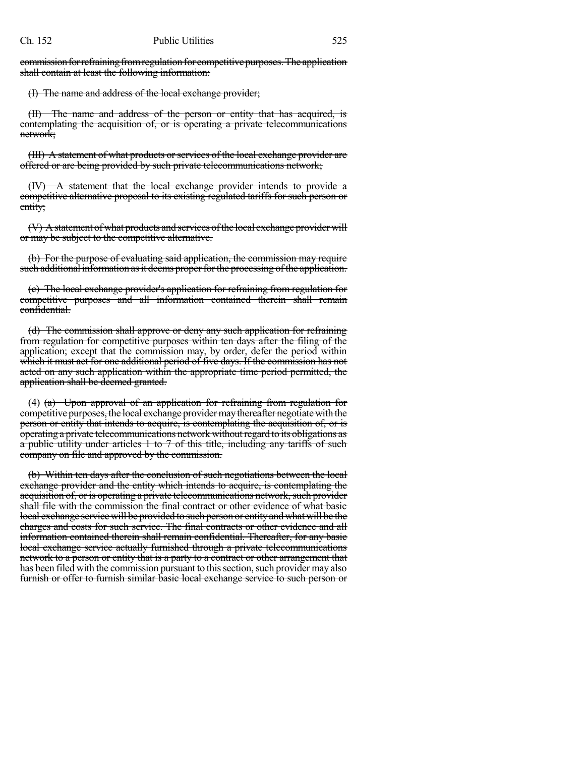~~commission for refraining from regulation for competitive purposes. The application shall contain at least the following information:~~

~~(I) The name and address of the local exchange provider;~~

~~(II) The name and address of the person or entity that has acquired, is contemplating the acquisition of, or is operating a private telecommunications network;~~

~~(III) A statement of what products or services of the local exchange provider are offered or are being provided by such private telecommunications network;~~

~~(IV) A statement that the local exchange provider intends to provide a competitive alternative proposal to its existing regulated tariffs for such person or entity;~~

~~(V) A statement of what products and services of the local exchange provider will or may be subject to the competitive alternative.~~

~~(b) For the purpose of evaluating said application, the commission may require such additional information as it deems proper for the processing of the application.~~

~~(c) The local exchange provider's application for refraining from regulation for competitive purposes and all information contained therein shall remain confidential.~~

~~(d) The commission shall approve or deny any such application for refraining from regulation for competitive purposes within ten days after the filing of the application; except that the commission may, by order, defer the period within which it must act for one additional period of five days. If the commission has not acted on any such application within the appropriate time period permitted, the application shall be deemed granted.~~

(4) ~~(a) Upon approval of an application for refraining from regulation for competitive purposes, the local exchange provider may thereafter negotiate with the person or entity that intends to acquire, is contemplating the acquisition of, or is operating a private telecommunications network without regard to its obligations as a public utility under articles 1 to 7 of this title, including any tariffs of such company on file and approved by the commission.~~

~~(b) Within ten days after the conclusion of such negotiations between the local exchange provider and the entity which intends to acquire, is contemplating the acquisition of, or is operating a private telecommunications network, such provider shall file with the commission the final contract or other evidence of what basic local exchange service will be provided to such person or entity and what will be the charges and costs for such service. The final contracts or other evidence and all information contained therein shall remain confidential. Thereafter, for any basic local exchange service actually furnished through a private telecommunications network to a person or entity that is a party to a contract or other arrangement that has been filed with the commission pursuant to this section, such provider may also furnish or offer to furnish similar basic local exchange service to such person or~~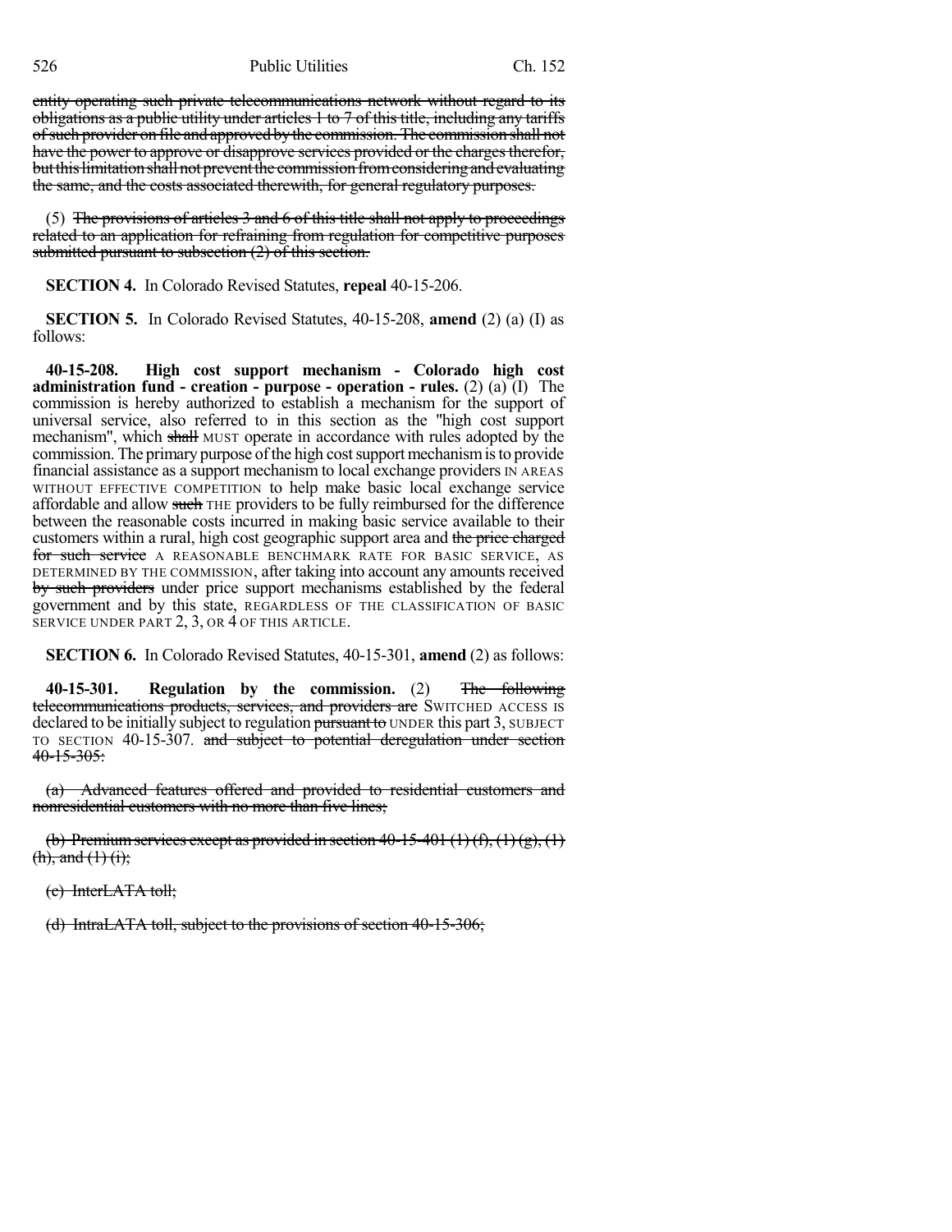~~entity operating such private telecommunications network without regard to its obligations as a public utility under articles 1 to 7 of this title, including any tariffs of such provider on file and approved by the commission. The commission shall not have the power to approve or disapprove services provided or the charges therefor, but this limitation shall not prevent the commission from considering and evaluating the same, and the costs associated therewith, for general regulatory purposes.~~

(5) ~~The provisions of articles 3 and 6 of this title shall not apply to proceedings related to an application for refraining from regulation for competitive purposes submitted pursuant to subsection (2) of this section.~~

**SECTION 4.** In Colorado Revised Statutes, **repeal** 40-15-206.

**SECTION 5.** In Colorado Revised Statutes, 40-15-208, **amend** (2) (a) (I) as follows:

**40-15-208. High cost support mechanism - Colorado high cost administration fund - creation - purpose - operation - rules.** (2) (a) (I) The commission is hereby authorized to establish a mechanism for the support of universal service, also referred to in this section as the "high cost support mechanism", which ~~shall~~ MUST operate in accordance with rules adopted by the commission. The primary purpose of the high cost support mechanism is to provide financial assistance as a support mechanism to local exchange providers IN AREAS WITHOUT EFFECTIVE COMPETITION to help make basic local exchange service affordable and allow ~~such~~ THE providers to be fully reimbursed for the difference between the reasonable costs incurred in making basic service available to their customers within a rural, high cost geographic support area and ~~the price charged for such service~~ A REASONABLE BENCHMARK RATE FOR BASIC SERVICE, AS DETERMINED BY THE COMMISSION, after taking into account any amounts received ~~by such providers~~ under price support mechanisms established by the federal government and by this state, REGARDLESS OF THE CLASSIFICATION OF BASIC SERVICE UNDER PART 2, 3, OR 4 OF THIS ARTICLE.

**SECTION 6.** In Colorado Revised Statutes, 40-15-301, **amend** (2) as follows:

**40-15-301. Regulation by the commission.** (2) ~~The following telecommunications products, services, and providers are~~ SWITCHED ACCESS IS declared to be initially subject to regulation ~~pursuant to~~ UNDER this part 3, SUBJECT TO SECTION 40-15-307. ~~and subject to potential deregulation under section 40-15-305:~~

~~(a) Advanced features offered and provided to residential customers and nonresidential customers with no more than five lines;~~

~~(b) Premium services except as provided in section 40-15-401 (1) (f), (1) (g), (1) (h), and (1) (i);~~

~~(c) InterLATA toll;~~

~~(d) IntraLATA toll, subject to the provisions of section 40-15-306;~~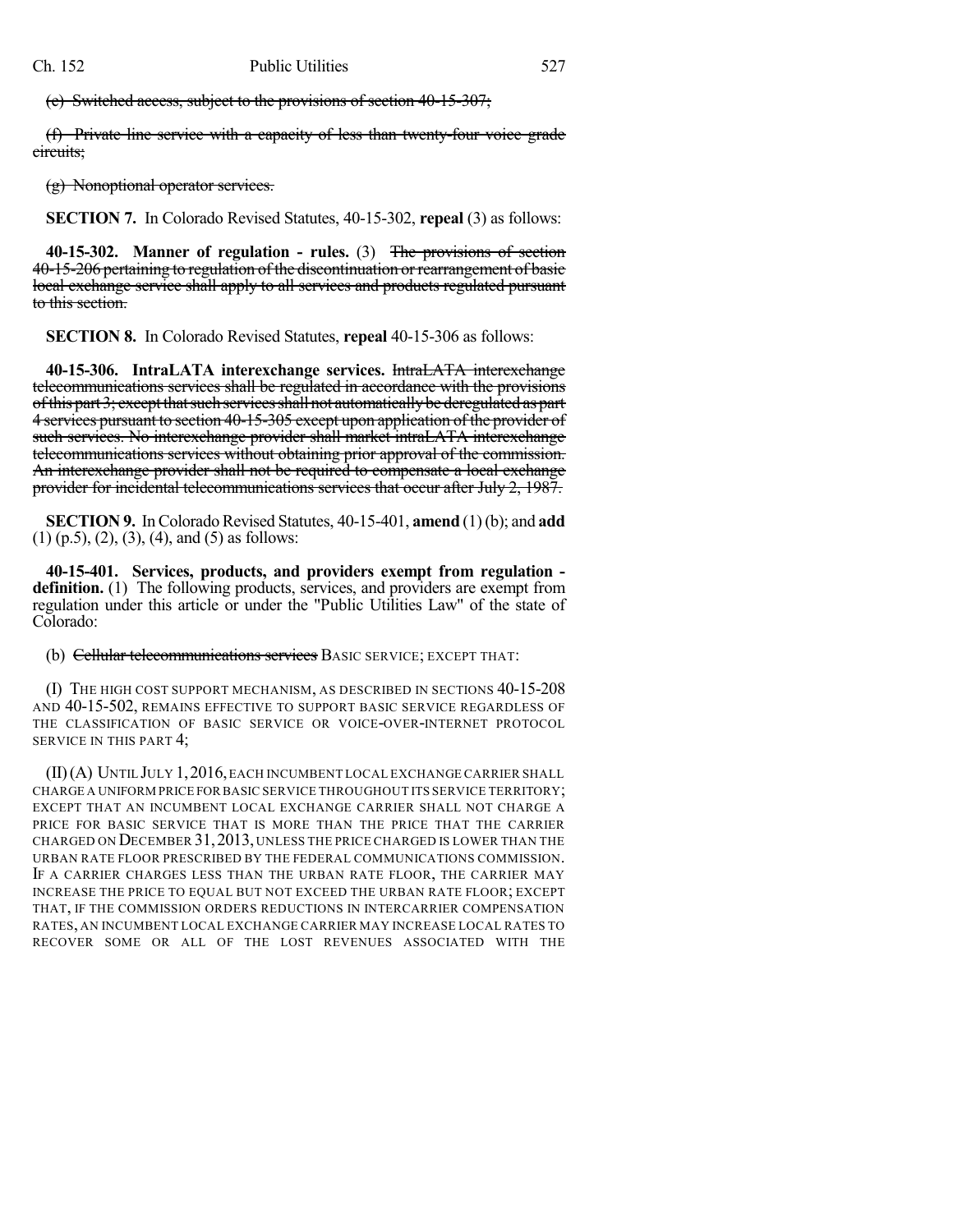~~(e) Switched access, subject to the provisions of section 40-15-307;~~

~~(f) Private line service with a capacity of less than twenty-four voice grade circuits;~~

~~(g) Nonoptional operator services.~~

**SECTION 7.** In Colorado Revised Statutes, 40-15-302, **repeal** (3) as follows:

**40-15-302. Manner of regulation - rules.** (3) ~~The provisions of section 40-15-206 pertaining to regulation of the discontinuation or rearrangement of basic local exchange service shall apply to all services and products regulated pursuant to this section.~~

**SECTION 8.** In Colorado Revised Statutes, **repeal** 40-15-306 as follows:

**40-15-306. IntraLATA interexchange services.** ~~IntraLATA interexchange telecommunications services shall be regulated in accordance with the provisions of this part 3; except that such services shall not automatically be deregulated as part 4 services pursuant to section 40-15-305 except upon application of the provider of such services. No interexchange provider shall market intraLATA interexchange telecommunications services without obtaining prior approval of the commission. An interexchange provider shall not be required to compensate a local exchange provider for incidental telecommunications services that occur after July 2, 1987.~~

**SECTION 9.** In Colorado Revised Statutes, 40-15-401, **amend** (1) (b); and **add** (1) (p.5), (2), (3), (4), and (5) as follows:

**40-15-401. Services, products, and providers exempt from regulation - definition.** (1) The following products, services, and providers are exempt from regulation under this article or under the "Public Utilities Law" of the state of Colorado:

(b) ~~Cellular telecommunications services~~ BASIC SERVICE; EXCEPT THAT:

(I) THE HIGH COST SUPPORT MECHANISM, AS DESCRIBED IN SECTIONS 40-15-208 AND 40-15-502, REMAINS EFFECTIVE TO SUPPORT BASIC SERVICE REGARDLESS OF THE CLASSIFICATION OF BASIC SERVICE OR VOICE-OVER-INTERNET PROTOCOL SERVICE IN THIS PART 4;

(II) (A) UNTIL JULY 1, 2016, EACH INCUMBENT LOCAL EXCHANGE CARRIER SHALL CHARGE A UNIFORM PRICE FOR BASIC SERVICE THROUGHOUT ITS SERVICE TERRITORY; EXCEPT THAT AN INCUMBENT LOCAL EXCHANGE CARRIER SHALL NOT CHARGE A PRICE FOR BASIC SERVICE THAT IS MORE THAN THE PRICE THAT THE CARRIER CHARGED ON DECEMBER 31, 2013, UNLESS THE PRICE CHARGED IS LOWER THAN THE URBAN RATE FLOOR PRESCRIBED BY THE FEDERAL COMMUNICATIONS COMMISSION. IF A CARRIER CHARGES LESS THAN THE URBAN RATE FLOOR, THE CARRIER MAY INCREASE THE PRICE TO EQUAL BUT NOT EXCEED THE URBAN RATE FLOOR; EXCEPT THAT, IF THE COMMISSION ORDERS REDUCTIONS IN INTERCARRIER COMPENSATION RATES, AN INCUMBENT LOCAL EXCHANGE CARRIER MAY INCREASE LOCAL RATES TO RECOVER SOME OR ALL OF THE LOST REVENUES ASSOCIATED WITH THE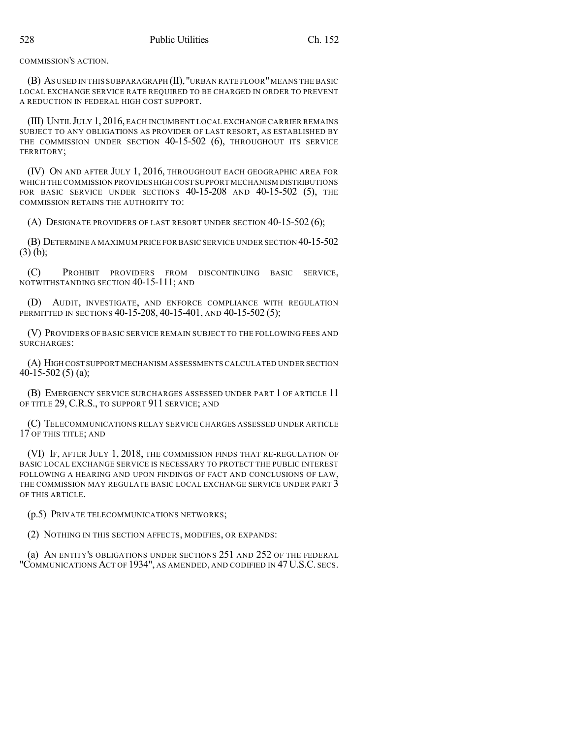COMMISSION'S ACTION.

(B) AS USED IN THIS SUBPARAGRAPH (II), "URBAN RATE FLOOR" MEANS THE BASIC LOCAL EXCHANGE SERVICE RATE REQUIRED TO BE CHARGED IN ORDER TO PREVENT A REDUCTION IN FEDERAL HIGH COST SUPPORT.

(III) UNTIL JULY 1, 2016, EACH INCUMBENT LOCAL EXCHANGE CARRIER REMAINS SUBJECT TO ANY OBLIGATIONS AS PROVIDER OF LAST RESORT, AS ESTABLISHED BY THE COMMISSION UNDER SECTION 40-15-502 (6), THROUGHOUT ITS SERVICE TERRITORY;

(IV) ON AND AFTER JULY 1, 2016, THROUGHOUT EACH GEOGRAPHIC AREA FOR WHICH THE COMMISSION PROVIDES HIGH COST SUPPORT MECHANISM DISTRIBUTIONS FOR BASIC SERVICE UNDER SECTIONS 40-15-208 AND 40-15-502 (5), THE COMMISSION RETAINS THE AUTHORITY TO:

(A) DESIGNATE PROVIDERS OF LAST RESORT UNDER SECTION 40-15-502 (6);

(B) DETERMINE A MAXIMUM PRICE FOR BASIC SERVICE UNDER SECTION 40-15-502 (3) (b);

(C) PROHIBIT PROVIDERS FROM DISCONTINUING BASIC SERVICE, NOTWITHSTANDING SECTION 40-15-111; AND

(D) AUDIT, INVESTIGATE, AND ENFORCE COMPLIANCE WITH REGULATION PERMITTED IN SECTIONS 40-15-208, 40-15-401, AND 40-15-502 (5);

(V) PROVIDERS OF BASIC SERVICE REMAIN SUBJECT TO THE FOLLOWING FEES AND SURCHARGES:

(A) HIGH COST SUPPORT MECHANISM ASSESSMENTS CALCULATED UNDER SECTION 40-15-502 (5) (a);

(B) EMERGENCY SERVICE SURCHARGES ASSESSED UNDER PART 1 OF ARTICLE 11 OF TITLE 29, C.R.S., TO SUPPORT 911 SERVICE; AND

(C) TELECOMMUNICATIONS RELAY SERVICE CHARGES ASSESSED UNDER ARTICLE 17 OF THIS TITLE; AND

(VI) IF, AFTER JULY 1, 2018, THE COMMISSION FINDS THAT RE-REGULATION OF BASIC LOCAL EXCHANGE SERVICE IS NECESSARY TO PROTECT THE PUBLIC INTEREST FOLLOWING A HEARING AND UPON FINDINGS OF FACT AND CONCLUSIONS OF LAW, THE COMMISSION MAY REGULATE BASIC LOCAL EXCHANGE SERVICE UNDER PART 3 OF THIS ARTICLE.

(p.5) PRIVATE TELECOMMUNICATIONS NETWORKS;

(2) NOTHING IN THIS SECTION AFFECTS, MODIFIES, OR EXPANDS:

(a) AN ENTITY'S OBLIGATIONS UNDER SECTIONS 251 AND 252 OF THE FEDERAL "COMMUNICATIONS ACT OF 1934", AS AMENDED, AND CODIFIED IN 47 U.S.C. SECS.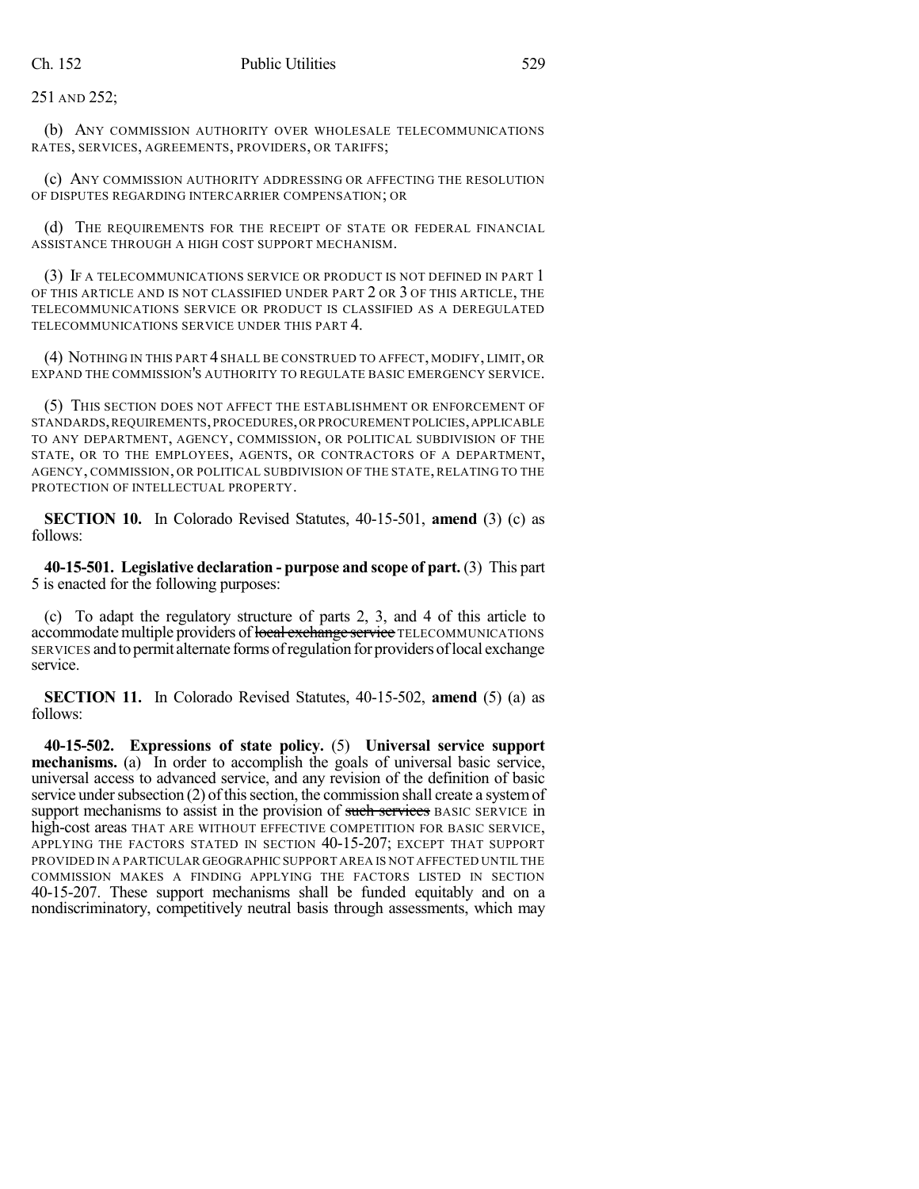251 AND 252;

(b) ANY COMMISSION AUTHORITY OVER WHOLESALE TELECOMMUNICATIONS RATES, SERVICES, AGREEMENTS, PROVIDERS, OR TARIFFS;

(c) ANY COMMISSION AUTHORITY ADDRESSING OR AFFECTING THE RESOLUTION OF DISPUTES REGARDING INTERCARRIER COMPENSATION; OR

(d) THE REQUIREMENTS FOR THE RECEIPT OF STATE OR FEDERAL FINANCIAL ASSISTANCE THROUGH A HIGH COST SUPPORT MECHANISM.

(3) IF A TELECOMMUNICATIONS SERVICE OR PRODUCT IS NOT DEFINED IN PART 1 OF THIS ARTICLE AND IS NOT CLASSIFIED UNDER PART 2 OR 3 OF THIS ARTICLE, THE TELECOMMUNICATIONS SERVICE OR PRODUCT IS CLASSIFIED AS A DEREGULATED TELECOMMUNICATIONS SERVICE UNDER THIS PART 4.

(4) NOTHING IN THIS PART 4 SHALL BE CONSTRUED TO AFFECT, MODIFY, LIMIT, OR EXPAND THE COMMISSION'S AUTHORITY TO REGULATE BASIC EMERGENCY SERVICE.

(5) THIS SECTION DOES NOT AFFECT THE ESTABLISHMENT OR ENFORCEMENT OF STANDARDS, REQUIREMENTS, PROCEDURES, OR PROCUREMENT POLICIES, APPLICABLE TO ANY DEPARTMENT, AGENCY, COMMISSION, OR POLITICAL SUBDIVISION OF THE STATE, OR TO THE EMPLOYEES, AGENTS, OR CONTRACTORS OF A DEPARTMENT, AGENCY, COMMISSION, OR POLITICAL SUBDIVISION OF THE STATE, RELATING TO THE PROTECTION OF INTELLECTUAL PROPERTY.

**SECTION 10.** In Colorado Revised Statutes, 40-15-501, **amend** (3) (c) as follows:

**40-15-501. Legislative declaration - purpose and scope of part.** (3) This part 5 is enacted for the following purposes:

(c) To adapt the regulatory structure of parts 2, 3, and 4 of this article to accommodate multiple providers of ~~local exchange service~~ TELECOMMUNICATIONS SERVICES and to permit alternate forms of regulation for providers of local exchange service.

**SECTION 11.** In Colorado Revised Statutes, 40-15-502, **amend** (5) (a) as follows:

**40-15-502. Expressions of state policy.** (5) **Universal service support mechanisms.** (a) In order to accomplish the goals of universal basic service, universal access to advanced service, and any revision of the definition of basic service under subsection (2) of this section, the commission shall create a system of support mechanisms to assist in the provision of ~~such services~~ BASIC SERVICE in high-cost areas THAT ARE WITHOUT EFFECTIVE COMPETITION FOR BASIC SERVICE, APPLYING THE FACTORS STATED IN SECTION 40-15-207; EXCEPT THAT SUPPORT PROVIDED IN A PARTICULAR GEOGRAPHIC SUPPORT AREA IS NOT AFFECTED UNTIL THE COMMISSION MAKES A FINDING APPLYING THE FACTORS LISTED IN SECTION 40-15-207. These support mechanisms shall be funded equitably and on a nondiscriminatory, competitively neutral basis through assessments, which may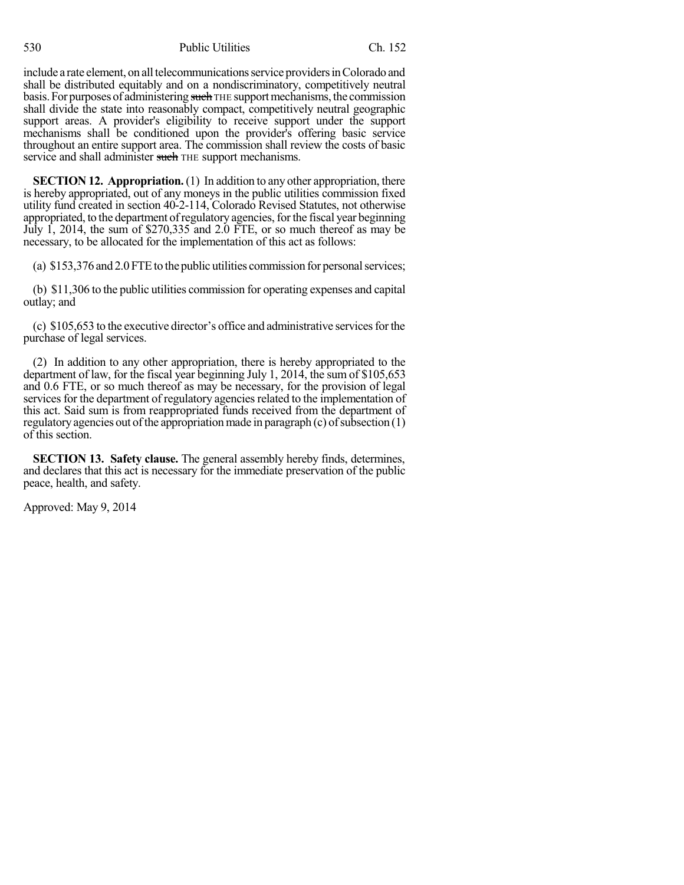include a rate element, on all telecommunications service providers in Colorado and shall be distributed equitably and on a nondiscriminatory, competitively neutral basis. For purposes of administering ~~such~~ THE support mechanisms, the commission shall divide the state into reasonably compact, competitively neutral geographic support areas. A provider's eligibility to receive support under the support mechanisms shall be conditioned upon the provider's offering basic service throughout an entire support area. The commission shall review the costs of basic service and shall administer ~~such~~ THE support mechanisms.

**SECTION 12. Appropriation.** (1) In addition to any other appropriation, there is hereby appropriated, out of any moneys in the public utilities commission fixed utility fund created in section 40-2-114, Colorado Revised Statutes, not otherwise appropriated, to the department of regulatory agencies, for the fiscal year beginning July 1, 2014, the sum of $270,335 and 2.0 FTE, or so much thereof as may be necessary, to be allocated for the implementation of this act as follows:

(a) $153,376 and 2.0 FTE to the public utilities commission for personal services;

(b) $11,306 to the public utilities commission for operating expenses and capital outlay; and

(c) $105,653 to the executive director's office and administrative services for the purchase of legal services.

(2) In addition to any other appropriation, there is hereby appropriated to the department of law, for the fiscal year beginning July 1, 2014, the sum of $105,653 and 0.6 FTE, or so much thereof as may be necessary, for the provision of legal services for the department of regulatory agencies related to the implementation of this act. Said sum is from reappropriated funds received from the department of regulatory agencies out of the appropriation made in paragraph (c) of subsection (1) of this section.

**SECTION 13. Safety clause.** The general assembly hereby finds, determines, and declares that this act is necessary for the immediate preservation of the public peace, health, and safety.

Approved: May 9, 2014